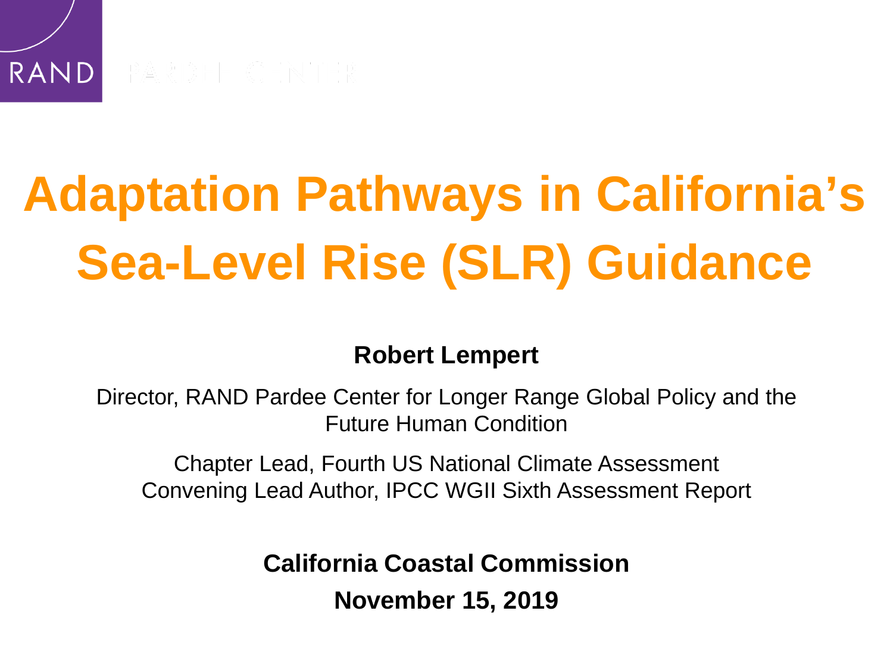RAND PARDEE CENTER

# Adaptation Pathways in California's Sea-Level Rise (SLR) Guidance

**Robert Lempert**

Director, RAND Pardee Center for Longer Range Global Policy and the Future Human Condition

Chapter Lead, Fourth US National Climate Assessment
Convening Lead Author, IPCC WGII Sixth Assessment Report

**California Coastal Commission**

**November 15, 2019**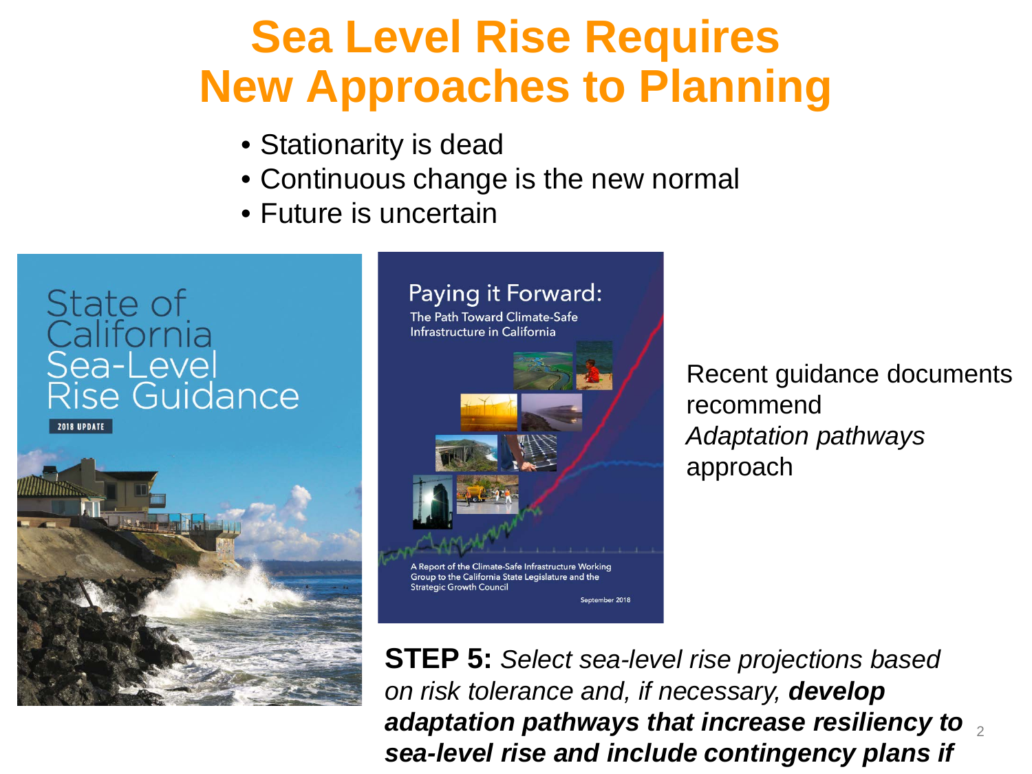# Sea Level Rise Requires New Approaches to Planning

- Stationarity is dead
- Continuous change is the new normal
- Future is uncertain

State of California Sea-Level Rise Guidance

2018 UPDATE

Paying it Forward: The Path Toward Climate-Safe Infrastructure in California

A Report of the Climate-Safe Infrastructure Working Group to the California State Legislature and the Strategic Growth Council

September 2018

Recent guidance documents recommend *Adaptation pathways* approach

**STEP 5:** *Select sea-level rise projections based on risk tolerance and, if necessary,* ***develop adaptation pathways that increase resiliency to sea-level rise and include contingency plans if***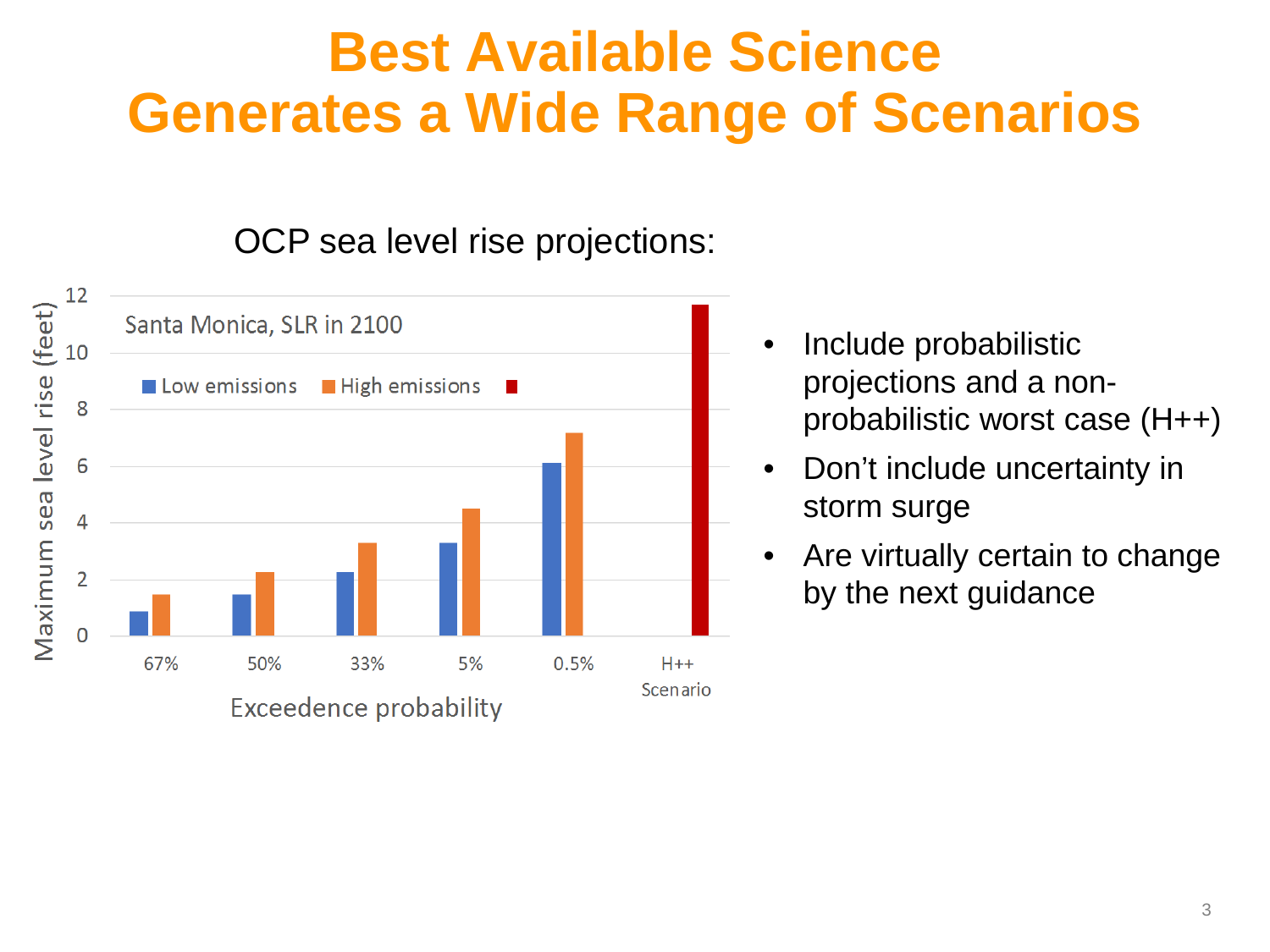# Best Available Science Generates a Wide Range of Scenarios

OCP sea level rise projections:

Santa Monica, SLR in 2100

| Exceedence probability | Low emissions (feet) | High emissions (feet) |
|---|---|---|
| 67% | ~0.9 | ~1.5 |
| 50% | ~1.5 | ~2.3 |
| 33% | ~2.3 | ~3.3 |
| 5% | ~3.3 | ~4.5 |
| 0.5% | ~6.1 | ~7.2 |
| H++ Scenario | | ~11.7 |

Y-axis: Maximum sea level rise (feet)

- Include probabilistic projections and a non-probabilistic worst case (H++)
- Don't include uncertainty in storm surge
- Are virtually certain to change by the next guidance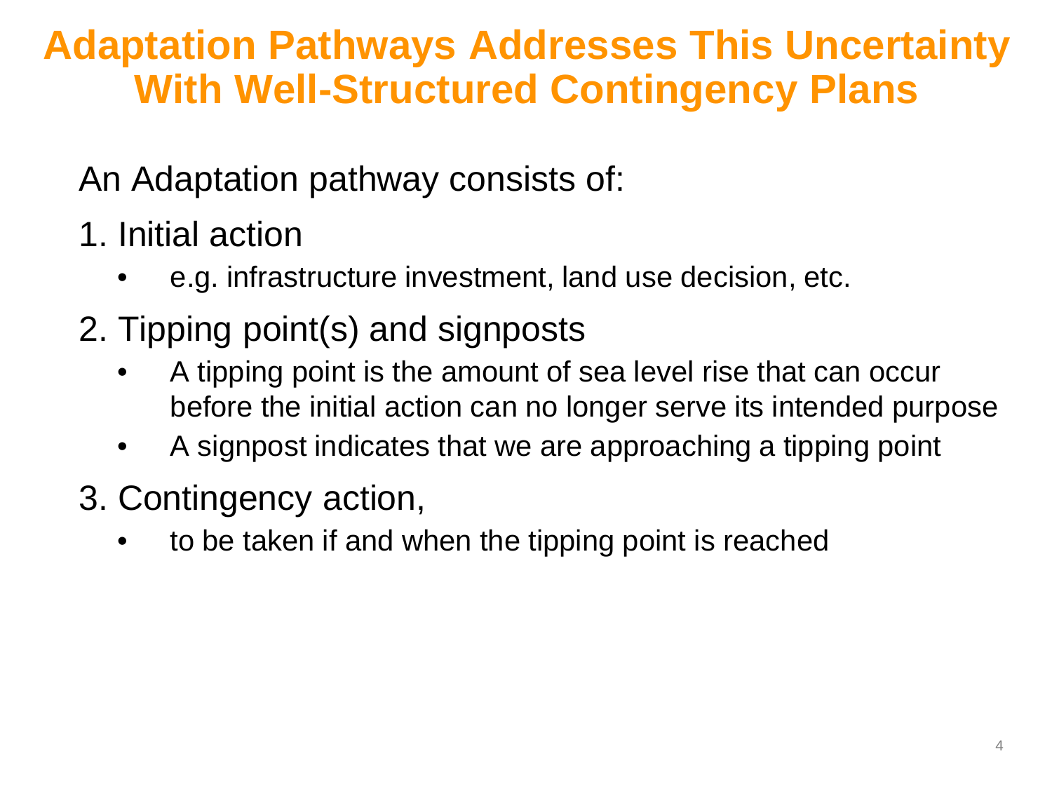# Adaptation Pathways Addresses This Uncertainty With Well-Structured Contingency Plans

An Adaptation pathway consists of:

1. Initial action
   - e.g. infrastructure investment, land use decision, etc.
2. Tipping point(s) and signposts
   - A tipping point is the amount of sea level rise that can occur before the initial action can no longer serve its intended purpose
   - A signpost indicates that we are approaching a tipping point
3. Contingency action,
   - to be taken if and when the tipping point is reached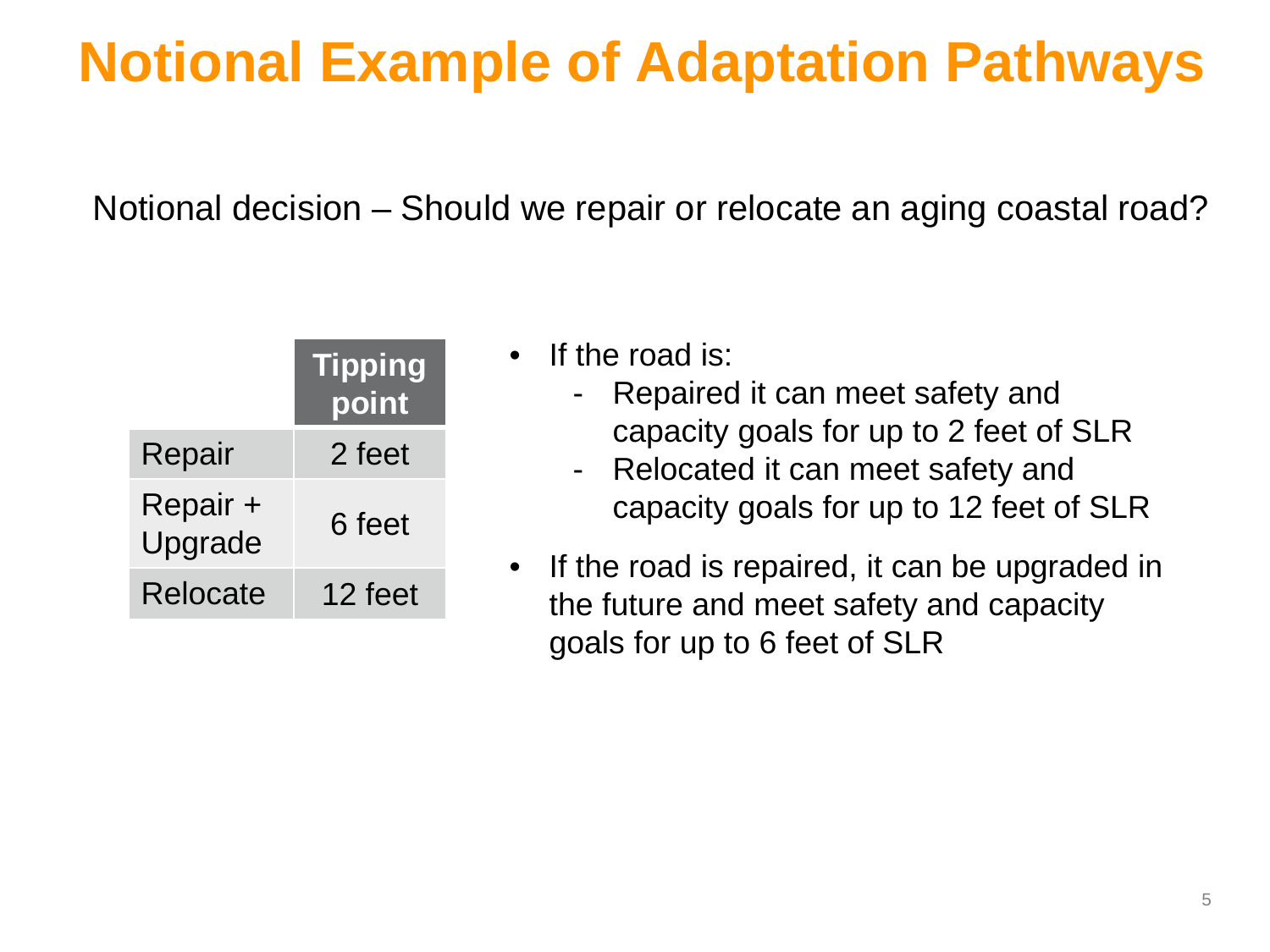# Notional Example of Adaptation Pathways

Notional decision – Should we repair or relocate an aging coastal road?

| | Tipping point |
|---|---|
| Repair | 2 feet |
| Repair + Upgrade | 6 feet |
| Relocate | 12 feet |

- If the road is:
  - Repaired it can meet safety and capacity goals for up to 2 feet of SLR
  - Relocated it can meet safety and capacity goals for up to 12 feet of SLR
- If the road is repaired, it can be upgraded in the future and meet safety and capacity goals for up to 6 feet of SLR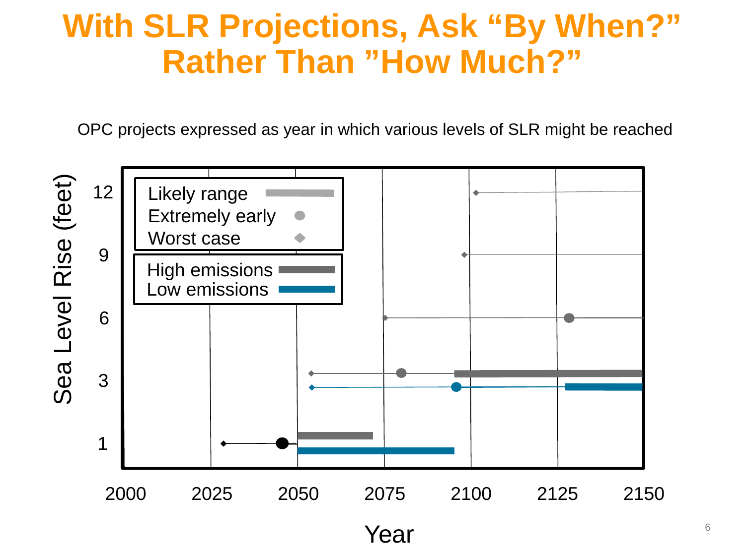# With SLR Projections, Ask "By When?" Rather Than "How Much?"

OPC projects expressed as year in which various levels of SLR might be reached

Sea Level Rise (feet)

12

9

6

3

1

Likely range

Extremely early

Worst case

High emissions

Low emissions

2000 2025 2050 2075 2100 2125 2150

Year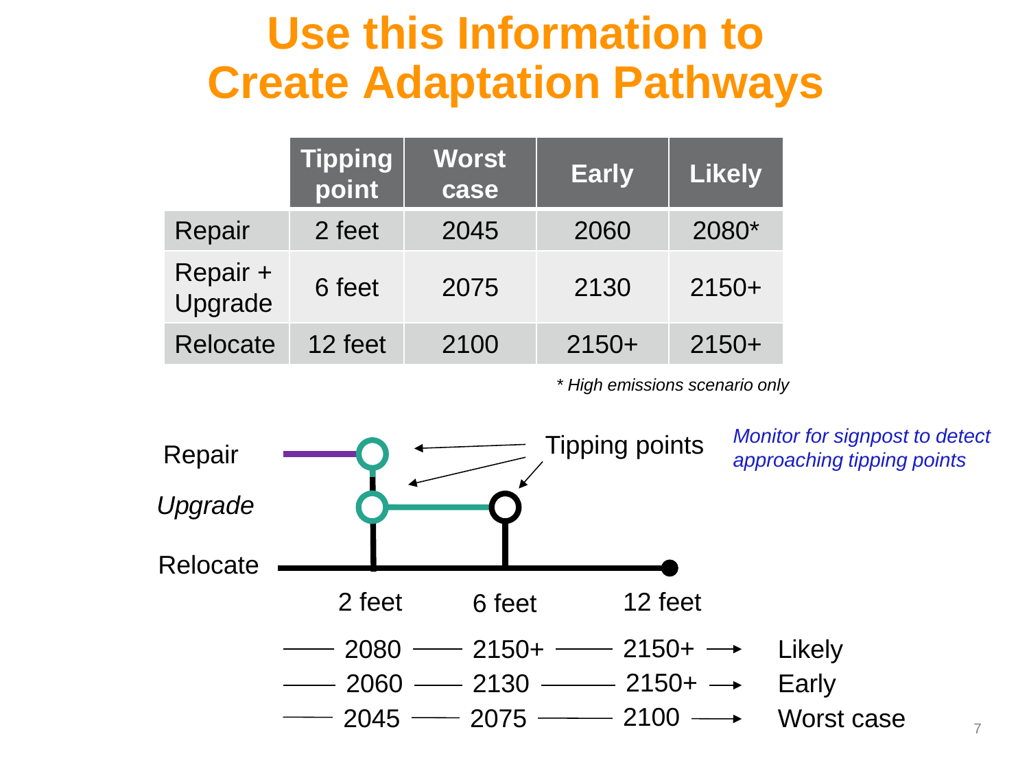# Use this Information to Create Adaptation Pathways

| | Tipping point | Worst case | Early | Likely |
|---|---|---|---|---|
| Repair | 2 feet | 2045 | 2060 | 2080* |
| Repair + Upgrade | 6 feet | 2075 | 2130 | 2150+ |
| Relocate | 12 feet | 2100 | 2150+ | 2150+ |

*\* High emissions scenario only*

Repair

*Upgrade*

Relocate

Tipping points

*Monitor for signpost to detect approaching tipping points*

| 2 feet | 6 feet | 12 feet | |
|---|---|---|---|
| 2080 | 2150+ | 2150+ | Likely |
| 2060 | 2130 | 2150+ | Early |
| 2045 | 2075 | 2100 | Worst case |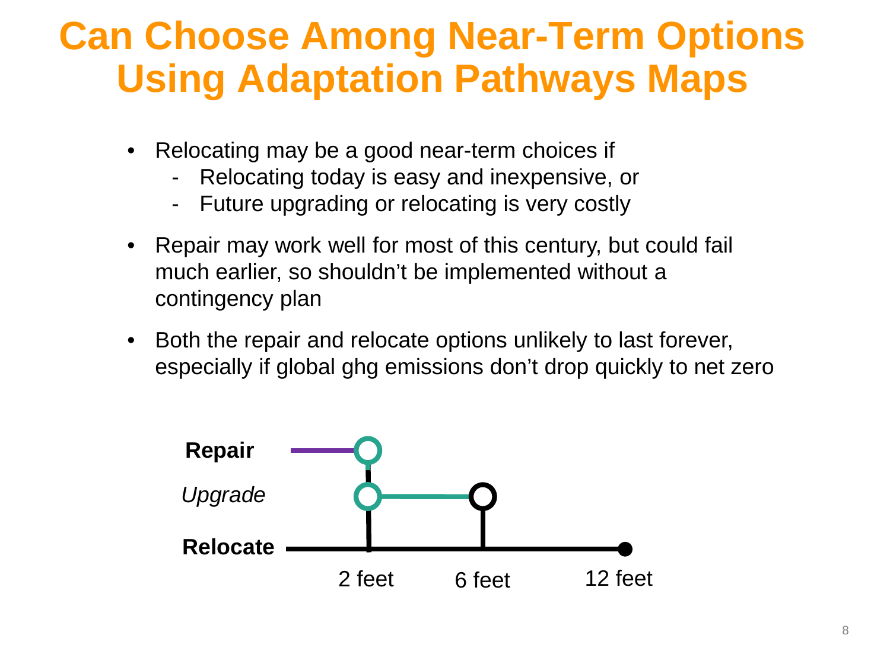# Can Choose Among Near-Term Options Using Adaptation Pathways Maps

- Relocating may be a good near-term choices if
  - Relocating today is easy and inexpensive, or
  - Future upgrading or relocating is very costly
- Repair may work well for most of this century, but could fail much earlier, so shouldn't be implemented without a contingency plan
- Both the repair and relocate options unlikely to last forever, especially if global ghg emissions don't drop quickly to net zero

**Repair**

*Upgrade*

**Relocate**

2 feet 6 feet 12 feet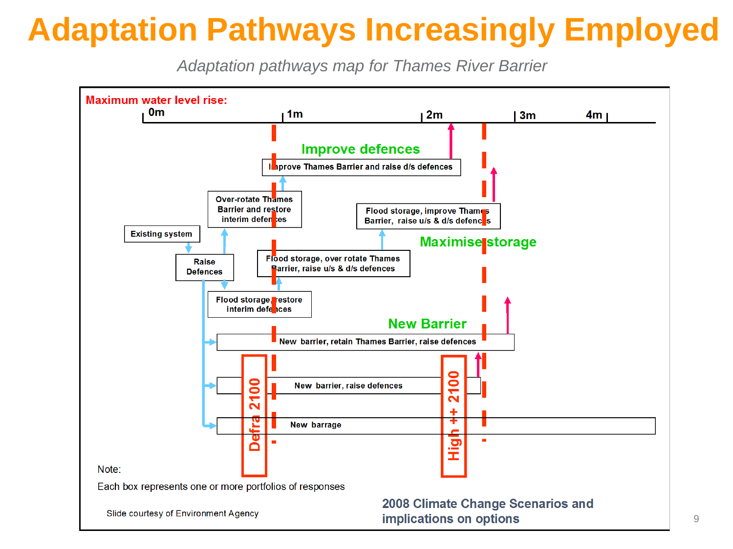# Adaptation Pathways Increasingly Employed

*Adaptation pathways map for Thames River Barrier*

Maximum water level rise:

0m | 1m | 2m | 3m | 4m

Improve defences

Improve Thames Barrier and raise d/s defences

Over-rotate Thames Barrier and restore interim defences

Flood storage, improve Thames Barrier, raise u/s & d/s defences

Existing system

Maximise storage

Raise Defences

Flood storage, over rotate Thames Barrier, raise u/s & d/s defences

Flood storage, restore interim defences

New Barrier

New barrier, retain Thames Barrier, raise defences

New barrier, raise defences

New barrage

Defra 2100

High ++ 2100

Note:

Each box represents one or more portfolios of responses

Slide courtesy of Environment Agency

**2008 Climate Change Scenarios and implications on options**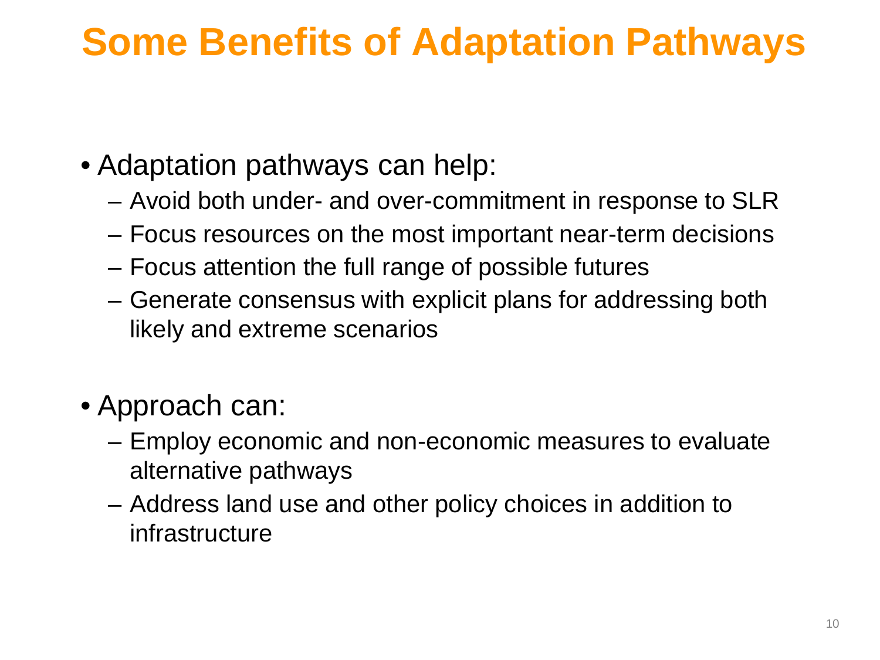# Some Benefits of Adaptation Pathways

- Adaptation pathways can help:
  - Avoid both under- and over-commitment in response to SLR
  - Focus resources on the most important near-term decisions
  - Focus attention the full range of possible futures
  - Generate consensus with explicit plans for addressing both likely and extreme scenarios

- Approach can:
  - Employ economic and non-economic measures to evaluate alternative pathways
  - Address land use and other policy choices in addition to infrastructure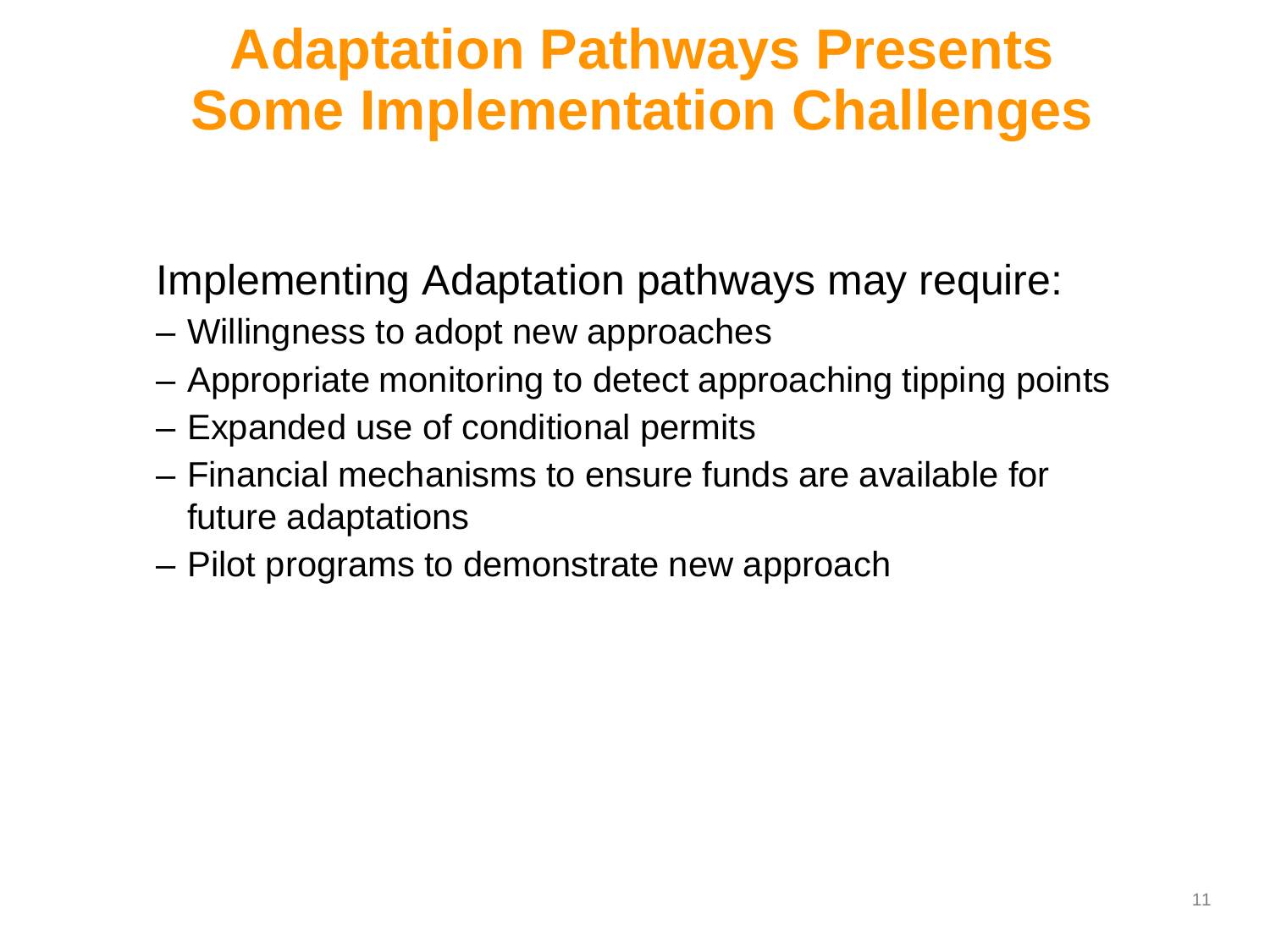# Adaptation Pathways Presents Some Implementation Challenges

Implementing Adaptation pathways may require:

- Willingness to adopt new approaches
- Appropriate monitoring to detect approaching tipping points
- Expanded use of conditional permits
- Financial mechanisms to ensure funds are available for future adaptations
- Pilot programs to demonstrate new approach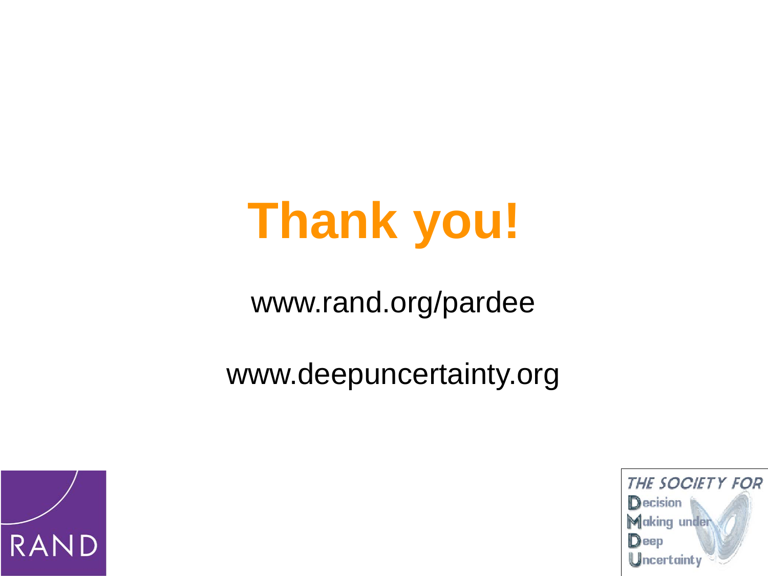# Thank you!

www.rand.org/pardee

www.deepuncertainty.org